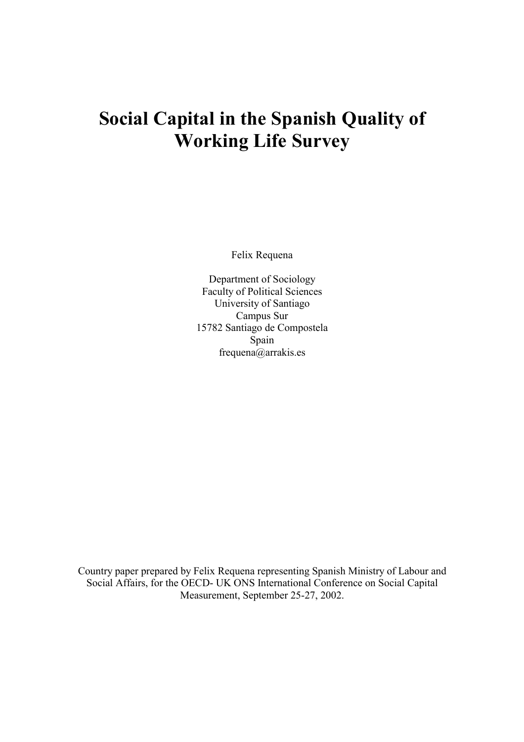# Social Capital in the Spanish Quality of Working Life Survey

Felix Requena

Department of Sociology  
Faculty of Political Sciences  
University of Santiago  
Campus Sur  
15782 Santiago de Compostela  
Spain  
frequena@arrakis.es

Country paper prepared by Felix Requena representing Spanish Ministry of Labour and Social Affairs, for the OECD- UK ONS International Conference on Social Capital Measurement, September 25-27, 2002.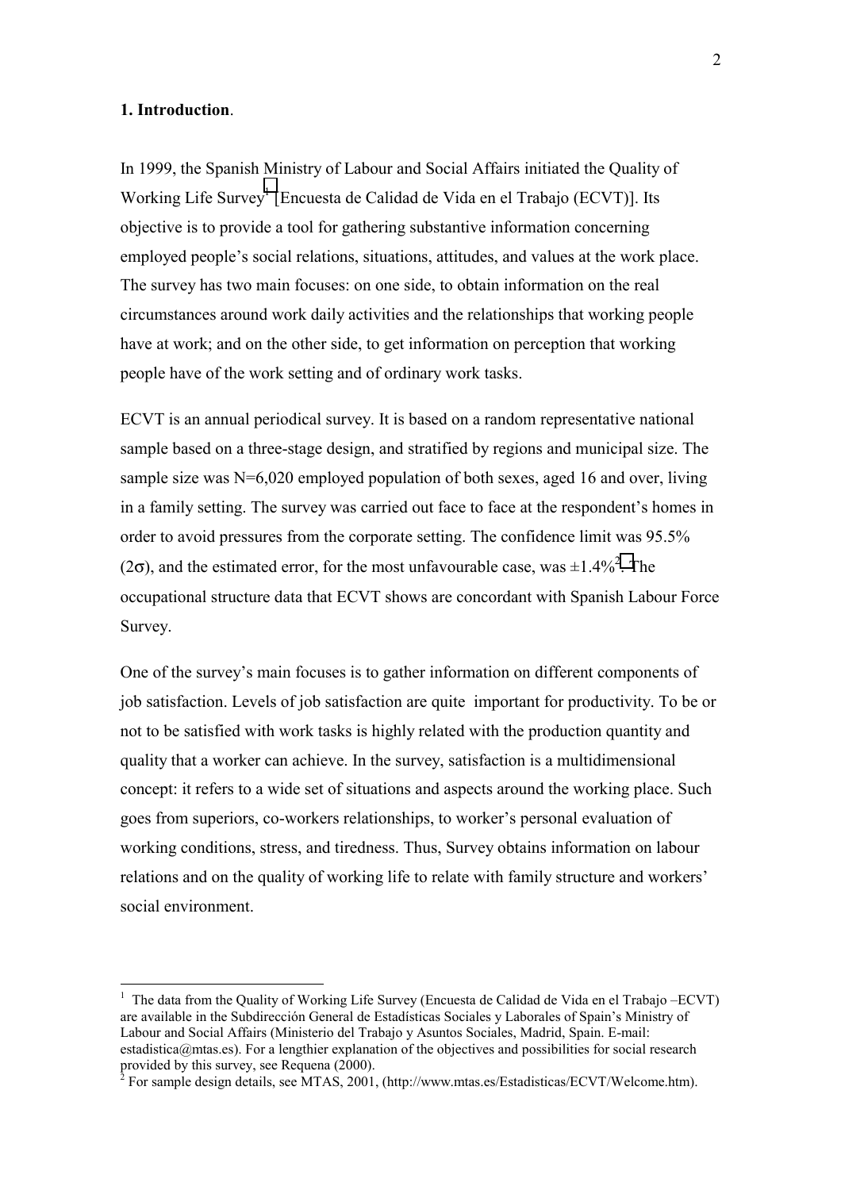### 1. Introduction.

In 1999, the Spanish Ministry of Labour and Social Affairs initiated the Quality of Working Life Survey[1] [Encuesta de Calidad de Vida en el Trabajo (ECVT)]. Its objective is to provide a tool for gathering substantive information concerning employed people's social relations, situations, attitudes, and values at the work place. The survey has two main focuses: on one side, to obtain information on the real circumstances around work daily activities and the relationships that working people have at work; and on the other side, to get information on perception that working people have of the work setting and of ordinary work tasks.

ECVT is an annual periodical survey. It is based on a random representative national sample based on a three-stage design, and stratified by regions and municipal size. The sample size was N=6,020 employed population of both sexes, aged 16 and over, living in a family setting. The survey was carried out face to face at the respondent's homes in order to avoid pressures from the corporate setting. The confidence limit was 95.5% ($2\sigma$), and the estimated error, for the most unfavourable case, was $\pm 1.4\%$[2]. The occupational structure data that ECVT shows are concordant with Spanish Labour Force Survey.

One of the survey's main focuses is to gather information on different components of job satisfaction. Levels of job satisfaction are quite important for productivity. To be or not to be satisfied with work tasks is highly related with the production quantity and quality that a worker can achieve. In the survey, satisfaction is a multidimensional concept: it refers to a wide set of situations and aspects around the working place. Such goes from superiors, co-workers relationships, to worker's personal evaluation of working conditions, stress, and tiredness. Thus, Survey obtains information on labour relations and on the quality of working life to relate with family structure and workers' social environment.

---

[1] The data from the Quality of Working Life Survey (Encuesta de Calidad de Vida en el Trabajo –ECVT) are available in the Subdirección General de Estadísticas Sociales y Laborales of Spain's Ministry of Labour and Social Affairs (Ministerio del Trabajo y Asuntos Sociales, Madrid, Spain. E-mail: estadistica@mtas.es). For a lengthier explanation of the objectives and possibilities for social research provided by this survey, see Requena (2000).

[2] For sample design details, see MTAS, 2001, (http://www.mtas.es/Estadisticas/ECVT/Welcome.htm).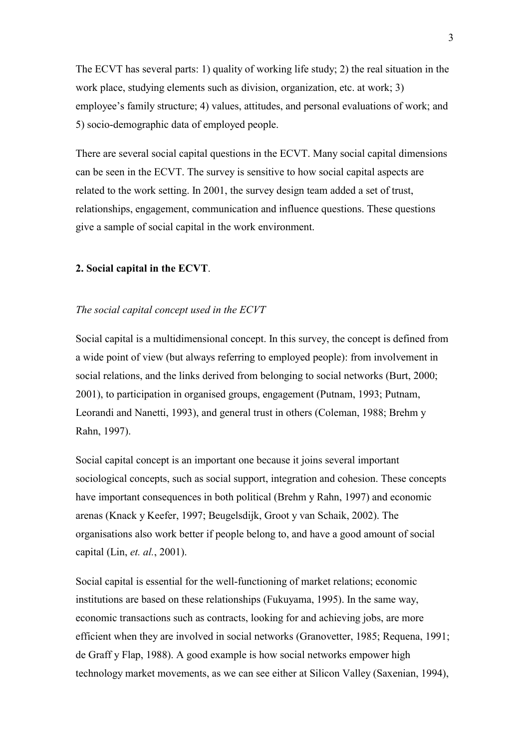The ECVT has several parts: 1) quality of working life study; 2) the real situation in the work place, studying elements such as division, organization, etc. at work; 3) employee's family structure; 4) values, attitudes, and personal evaluations of work; and 5) socio-demographic data of employed people.

There are several social capital questions in the ECVT. Many social capital dimensions can be seen in the ECVT. The survey is sensitive to how social capital aspects are related to the work setting. In 2001, the survey design team added a set of trust, relationships, engagement, communication and influence questions. These questions give a sample of social capital in the work environment.

## 2. Social capital in the ECVT.

### *The social capital concept used in the ECVT*

Social capital is a multidimensional concept. In this survey, the concept is defined from a wide point of view (but always referring to employed people): from involvement in social relations, and the links derived from belonging to social networks (Burt, 2000; 2001), to participation in organised groups, engagement (Putnam, 1993; Putnam, Leorandi and Nanetti, 1993), and general trust in others (Coleman, 1988; Brehm y Rahn, 1997).

Social capital concept is an important one because it joins several important sociological concepts, such as social support, integration and cohesion. These concepts have important consequences in both political (Brehm y Rahn, 1997) and economic arenas (Knack y Keefer, 1997; Beugelsdijk, Groot y van Schaik, 2002). The organisations also work better if people belong to, and have a good amount of social capital (Lin, *et. al.*, 2001).

Social capital is essential for the well-functioning of market relations; economic institutions are based on these relationships (Fukuyama, 1995). In the same way, economic transactions such as contracts, looking for and achieving jobs, are more efficient when they are involved in social networks (Granovetter, 1985; Requena, 1991; de Graff y Flap, 1988). A good example is how social networks empower high technology market movements, as we can see either at Silicon Valley (Saxenian, 1994),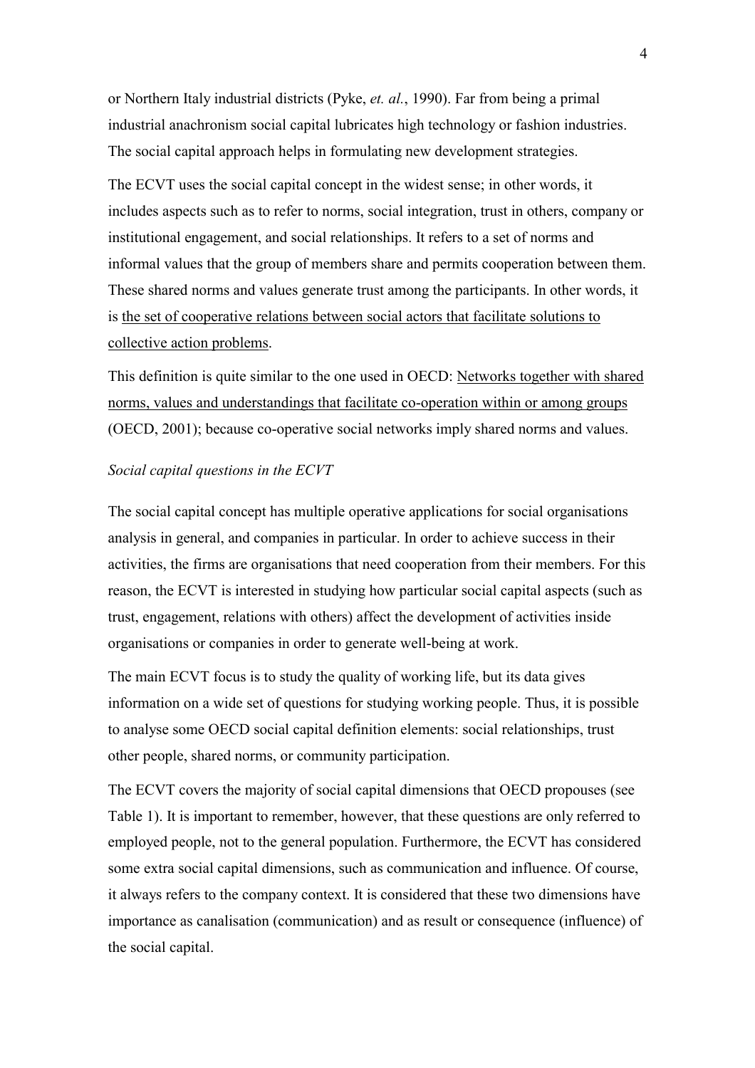or Northern Italy industrial districts (Pyke, *et. al.*, 1990). Far from being a primal industrial anachronism social capital lubricates high technology or fashion industries. The social capital approach helps in formulating new development strategies.

The ECVT uses the social capital concept in the widest sense; in other words, it includes aspects such as to refer to norms, social integration, trust in others, company or institutional engagement, and social relationships. It refers to a set of norms and informal values that the group of members share and permits cooperation between them. These shared norms and values generate trust among the participants. In other words, it is <u>the set of cooperative relations between social actors that facilitate solutions to collective action problems</u>.

This definition is quite similar to the one used in OECD: <u>Networks together with shared norms, values and understandings that facilitate co-operation within or among groups</u> (OECD, 2001); because co-operative social networks imply shared norms and values.

*Social capital questions in the ECVT*

The social capital concept has multiple operative applications for social organisations analysis in general, and companies in particular. In order to achieve success in their activities, the firms are organisations that need cooperation from their members. For this reason, the ECVT is interested in studying how particular social capital aspects (such as trust, engagement, relations with others) affect the development of activities inside organisations or companies in order to generate well-being at work.

The main ECVT focus is to study the quality of working life, but its data gives information on a wide set of questions for studying working people. Thus, it is possible to analyse some OECD social capital definition elements: social relationships, trust other people, shared norms, or community participation.

The ECVT covers the majority of social capital dimensions that OECD propouses (see Table 1). It is important to remember, however, that these questions are only referred to employed people, not to the general population. Furthermore, the ECVT has considered some extra social capital dimensions, such as communication and influence. Of course, it always refers to the company context. It is considered that these two dimensions have importance as canalisation (communication) and as result or consequence (influence) of the social capital.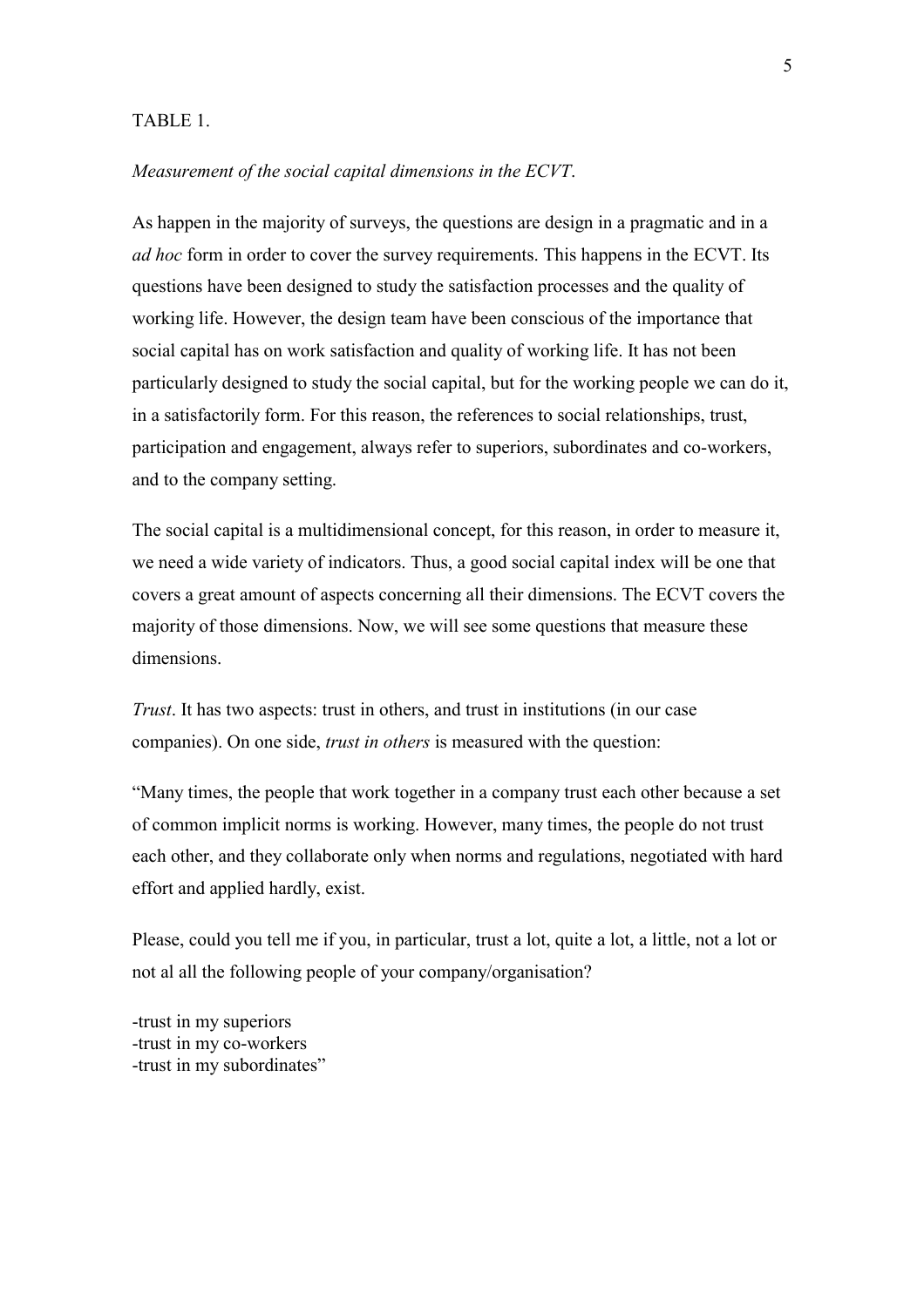TABLE 1.

*Measurement of the social capital dimensions in the ECVT*.

As happen in the majority of surveys, the questions are design in a pragmatic and in a *ad hoc* form in order to cover the survey requirements. This happens in the ECVT. Its questions have been designed to study the satisfaction processes and the quality of working life. However, the design team have been conscious of the importance that social capital has on work satisfaction and quality of working life. It has not been particularly designed to study the social capital, but for the working people we can do it, in a satisfactorily form. For this reason, the references to social relationships, trust, participation and engagement, always refer to superiors, subordinates and co-workers, and to the company setting.

The social capital is a multidimensional concept, for this reason, in order to measure it, we need a wide variety of indicators. Thus, a good social capital index will be one that covers a great amount of aspects concerning all their dimensions. The ECVT covers the majority of those dimensions. Now, we will see some questions that measure these dimensions.

*Trust*. It has two aspects: trust in others, and trust in institutions (in our case companies). On one side, *trust in others* is measured with the question:

"Many times, the people that work together in a company trust each other because a set of common implicit norms is working. However, many times, the people do not trust each other, and they collaborate only when norms and regulations, negotiated with hard effort and applied hardly, exist.

Please, could you tell me if you, in particular, trust a lot, quite a lot, a little, not a lot or not al all the following people of your company/organisation?

-trust in my superiors
-trust in my co-workers
-trust in my subordinates"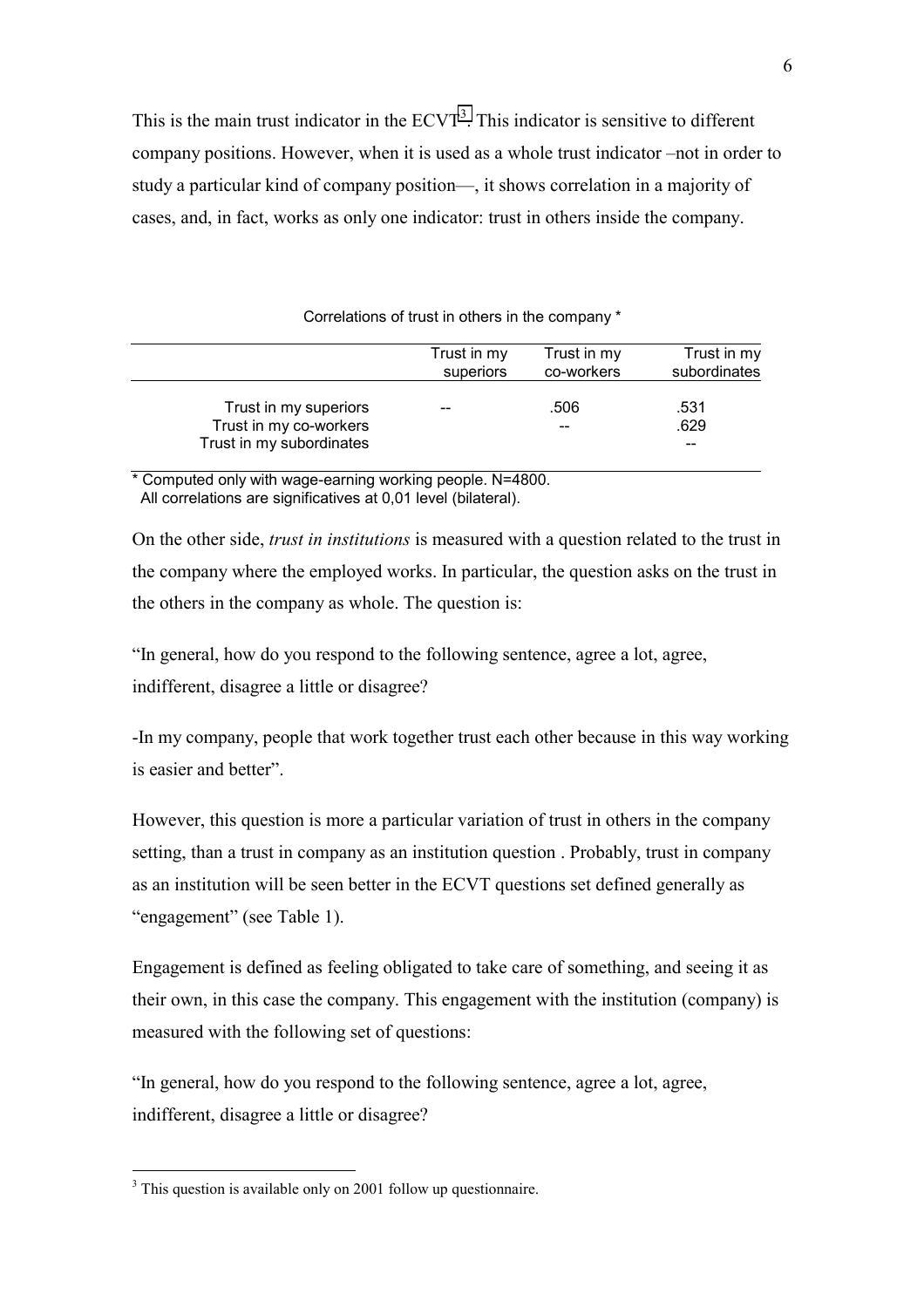This is the main trust indicator in the ECVT[3]. This indicator is sensitive to different company positions. However, when it is used as a whole trust indicator –not in order to study a particular kind of company position—, it shows correlation in a majority of cases, and, in fact, works as only one indicator: trust in others inside the company.

Correlations of trust in others in the company *

| | Trust in my superiors | Trust in my co-workers | Trust in my subordinates |
|---|---|---|---|
| Trust in my superiors | -- | .506 | .531 |
| Trust in my co-workers | | -- | .629 |
| Trust in my subordinates | | | -- |

\* Computed only with wage-earning working people. N=4800.
All correlations are significatives at 0,01 level (bilateral).

On the other side, *trust in institutions* is measured with a question related to the trust in the company where the employed works. In particular, the question asks on the trust in the others in the company as whole. The question is:

"In general, how do you respond to the following sentence, agree a lot, agree, indifferent, disagree a little or disagree?

-In my company, people that work together trust each other because in this way working is easier and better".

However, this question is more a particular variation of trust in others in the company setting, than a trust in company as an institution question . Probably, trust in company as an institution will be seen better in the ECVT questions set defined generally as "engagement" (see Table 1).

Engagement is defined as feeling obligated to take care of something, and seeing it as their own, in this case the company. This engagement with the institution (company) is measured with the following set of questions:

"In general, how do you respond to the following sentence, agree a lot, agree, indifferent, disagree a little or disagree?

[3] This question is available only on 2001 follow up questionnaire.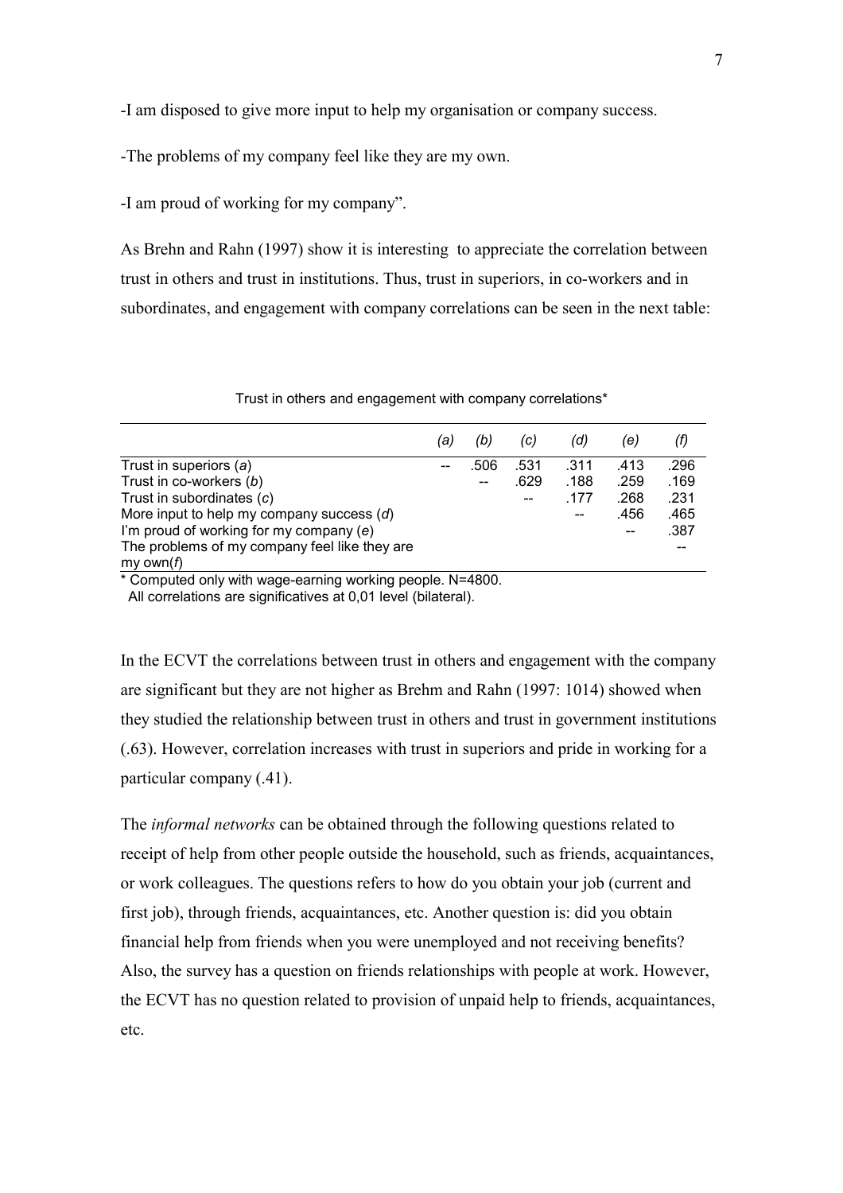-I am disposed to give more input to help my organisation or company success.

-The problems of my company feel like they are my own.

-I am proud of working for my company".

As Brehn and Rahn (1997) show it is interesting to appreciate the correlation between trust in others and trust in institutions. Thus, trust in superiors, in co-workers and in subordinates, and engagement with company correlations can be seen in the next table:

Trust in others and engagement with company correlations*

| | *(a)* | *(b)* | *(c)* | *(d)* | *(e)* | *(f)* |
|---|---|---|---|---|---|---|
| Trust in superiors (*a*) | -- | .506 | .531 | .311 | .413 | .296 |
| Trust in co-workers (*b*) | | -- | .629 | .188 | .259 | .169 |
| Trust in subordinates (*c*) | | | -- | .177 | .268 | .231 |
| More input to help my company success (*d*) | | | | -- | .456 | .465 |
| I'm proud of working for my company (*e*) | | | | | -- | .387 |
| The problems of my company feel like they are my own(*f*) | | | | | | -- |

* Computed only with wage-earning working people. N=4800.
All correlations are significatives at 0,01 level (bilateral).

In the ECVT the correlations between trust in others and engagement with the company are significant but they are not higher as Brehm and Rahn (1997: 1014) showed when they studied the relationship between trust in others and trust in government institutions (.63). However, correlation increases with trust in superiors and pride in working for a particular company (.41).

The *informal networks* can be obtained through the following questions related to receipt of help from other people outside the household, such as friends, acquaintances, or work colleagues. The questions refers to how do you obtain your job (current and first job), through friends, acquaintances, etc. Another question is: did you obtain financial help from friends when you were unemployed and not receiving benefits? Also, the survey has a question on friends relationships with people at work. However, the ECVT has no question related to provision of unpaid help to friends, acquaintances, etc.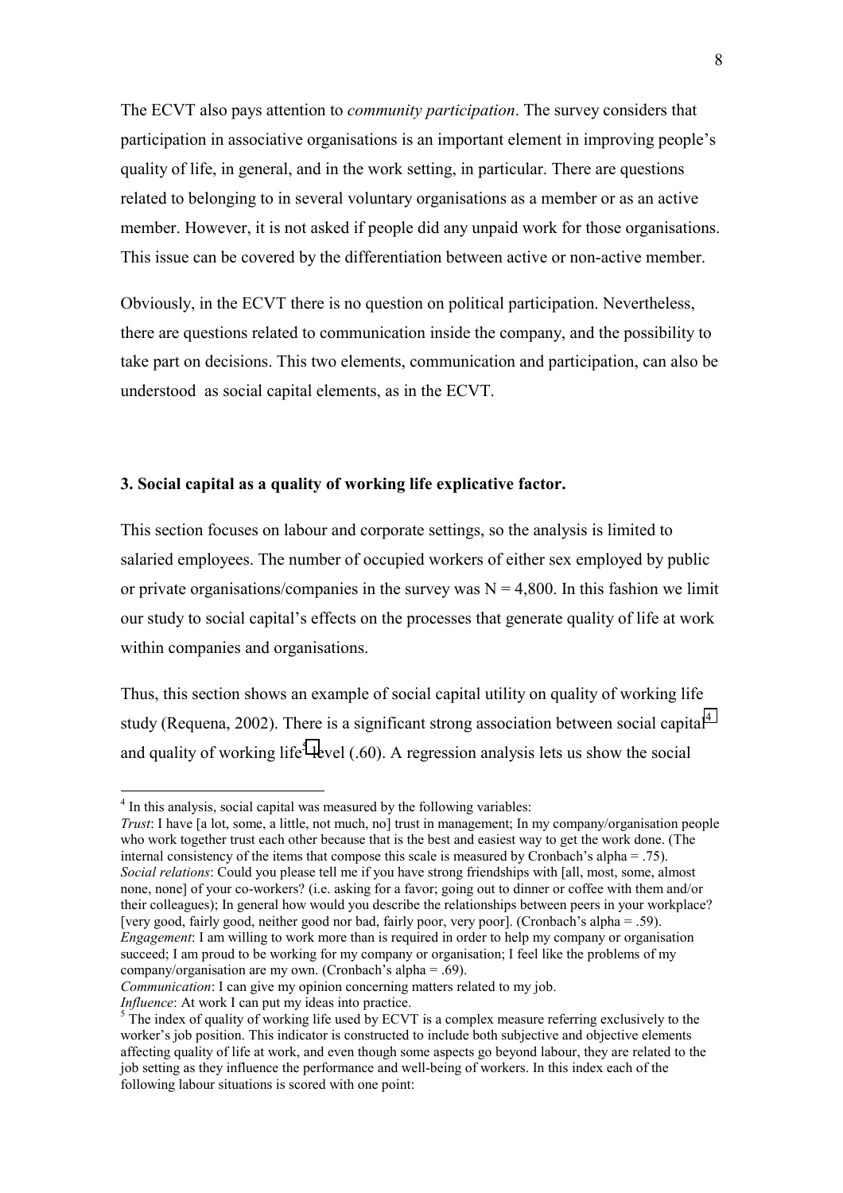The ECVT also pays attention to *community participation*. The survey considers that participation in associative organisations is an important element in improving people's quality of life, in general, and in the work setting, in particular. There are questions related to belonging to in several voluntary organisations as a member or as an active member. However, it is not asked if people did any unpaid work for those organisations. This issue can be covered by the differentiation between active or non-active member.

Obviously, in the ECVT there is no question on political participation. Nevertheless, there are questions related to communication inside the company, and the possibility to take part on decisions. This two elements, communication and participation, can also be understood as social capital elements, as in the ECVT.

### 3. Social capital as a quality of working life explicative factor.

This section focuses on labour and corporate settings, so the analysis is limited to salaried employees. The number of occupied workers of either sex employed by public or private organisations/companies in the survey was N = 4,800. In this fashion we limit our study to social capital's effects on the processes that generate quality of life at work within companies and organisations.

Thus, this section shows an example of social capital utility on quality of working life study (Requena, 2002). There is a significant strong association between social capital[4] and quality of working life[5] level (.60). A regression analysis lets us show the social

[4] In this analysis, social capital was measured by the following variables:
*Trust*: I have [a lot, some, a little, not much, no] trust in management; In my company/organisation people who work together trust each other because that is the best and easiest way to get the work done. (The internal consistency of the items that compose this scale is measured by Cronbach's alpha = .75).
*Social relations*: Could you please tell me if you have strong friendships with [all, most, some, almost none, none] of your co-workers? (i.e. asking for a favor; going out to dinner or coffee with them and/or their colleagues); In general how would you describe the relationships between peers in your workplace? [very good, fairly good, neither good nor bad, fairly poor, very poor]. (Cronbach's alpha = .59).
*Engagement*: I am willing to work more than is required in order to help my company or organisation succeed; I am proud to be working for my company or organisation; I feel like the problems of my company/organisation are my own. (Cronbach's alpha = .69).
*Communication*: I can give my opinion concerning matters related to my job.
*Influence*: At work I can put my ideas into practice.

[5] The index of quality of working life used by ECVT is a complex measure referring exclusively to the worker's job position. This indicator is constructed to include both subjective and objective elements affecting quality of life at work, and even though some aspects go beyond labour, they are related to the job setting as they influence the performance and well-being of workers. In this index each of the following labour situations is scored with one point: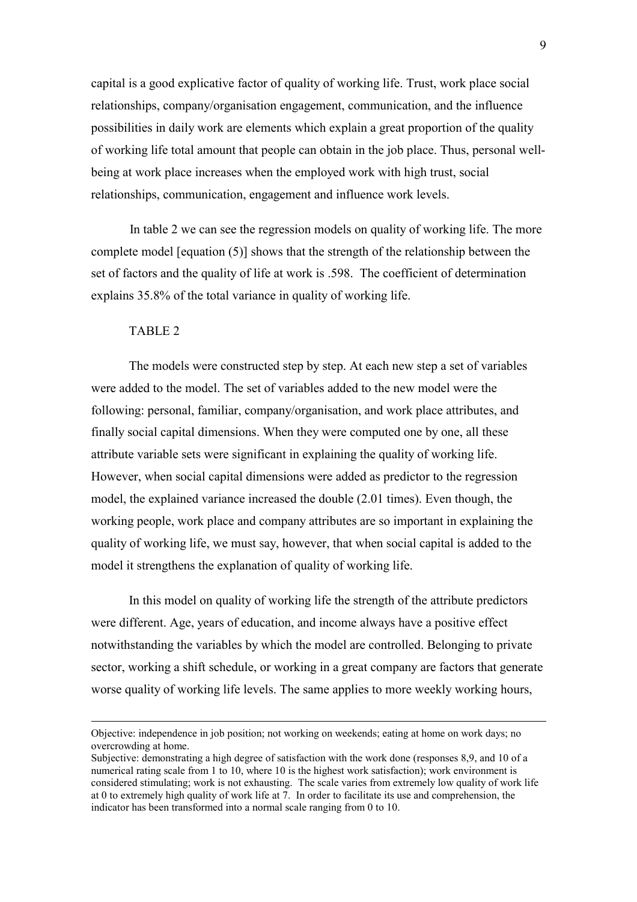capital is a good explicative factor of quality of working life. Trust, work place social relationships, company/organisation engagement, communication, and the influence possibilities in daily work are elements which explain a great proportion of the quality of working life total amount that people can obtain in the job place. Thus, personal well-being at work place increases when the employed work with high trust, social relationships, communication, engagement and influence work levels.

In table 2 we can see the regression models on quality of working life. The more complete model [equation (5)] shows that the strength of the relationship between the set of factors and the quality of life at work is .598. The coefficient of determination explains 35.8% of the total variance in quality of working life.

TABLE 2

The models were constructed step by step. At each new step a set of variables were added to the model. The set of variables added to the new model were the following: personal, familiar, company/organisation, and work place attributes, and finally social capital dimensions. When they were computed one by one, all these attribute variable sets were significant in explaining the quality of working life. However, when social capital dimensions were added as predictor to the regression model, the explained variance increased the double (2.01 times). Even though, the working people, work place and company attributes are so important in explaining the quality of working life, we must say, however, that when social capital is added to the model it strengthens the explanation of quality of working life.

In this model on quality of working life the strength of the attribute predictors were different. Age, years of education, and income always have a positive effect notwithstanding the variables by which the model are controlled. Belonging to private sector, working a shift schedule, or working in a great company are factors that generate worse quality of working life levels. The same applies to more weekly working hours,

---

Objective: independence in job position; not working on weekends; eating at home on work days; no overcrowding at home.

Subjective: demonstrating a high degree of satisfaction with the work done (responses 8,9, and 10 of a numerical rating scale from 1 to 10, where 10 is the highest work satisfaction); work environment is considered stimulating; work is not exhausting. The scale varies from extremely low quality of work life at 0 to extremely high quality of work life at 7. In order to facilitate its use and comprehension, the indicator has been transformed into a normal scale ranging from 0 to 10.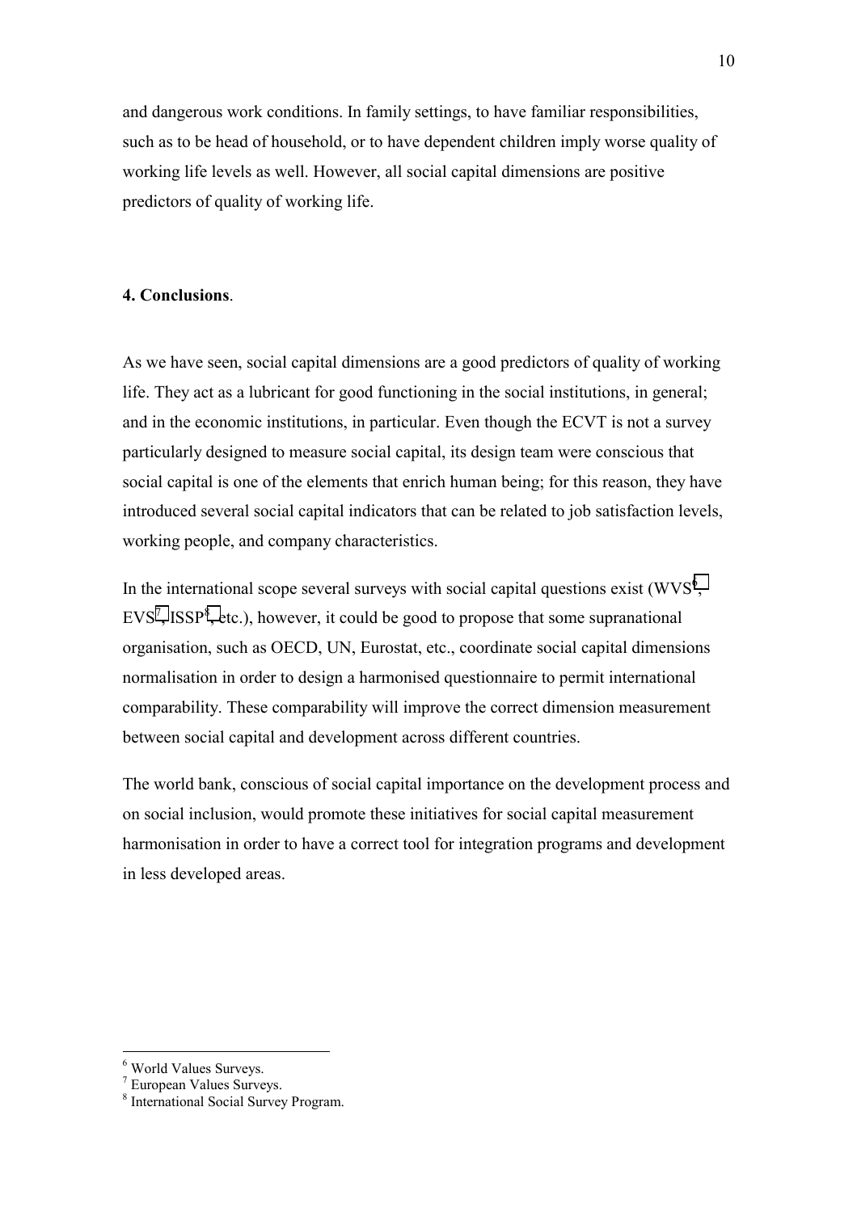and dangerous work conditions. In family settings, to have familiar responsibilities, such as to be head of household, or to have dependent children imply worse quality of working life levels as well. However, all social capital dimensions are positive predictors of quality of working life.

## 4. Conclusions.

As we have seen, social capital dimensions are a good predictors of quality of working life. They act as a lubricant for good functioning in the social institutions, in general; and in the economic institutions, in particular. Even though the ECVT is not a survey particularly designed to measure social capital, its design team were conscious that social capital is one of the elements that enrich human being; for this reason, they have introduced several social capital indicators that can be related to job satisfaction levels, working people, and company characteristics.

In the international scope several surveys with social capital questions exist (WVS[6], EVS[7], ISSP[8], etc.), however, it could be good to propose that some supranational organisation, such as OECD, UN, Eurostat, etc., coordinate social capital dimensions normalisation in order to design a harmonised questionnaire to permit international comparability. These comparability will improve the correct dimension measurement between social capital and development across different countries.

The world bank, conscious of social capital importance on the development process and on social inclusion, would promote these initiatives for social capital measurement harmonisation in order to have a correct tool for integration programs and development in less developed areas.

---

[6] World Values Surveys.

[7] European Values Surveys.

[8] International Social Survey Program.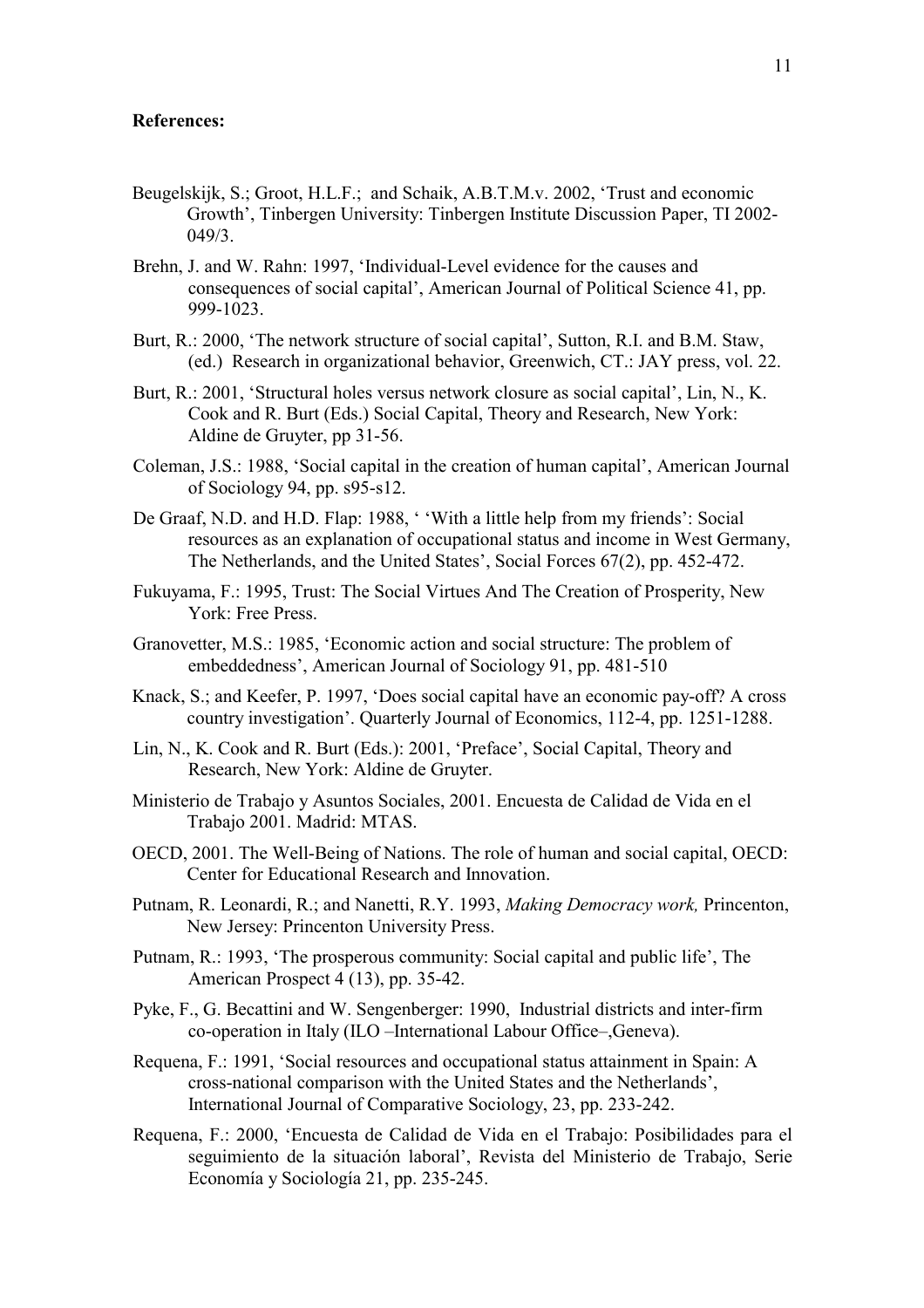**References:**

Beugelskijk, S.; Groot, H.L.F.; and Schaik, A.B.T.M.v. 2002, 'Trust and economic Growth', Tinbergen University: Tinbergen Institute Discussion Paper, TI 2002-049/3.

Brehn, J. and W. Rahn: 1997, 'Individual-Level evidence for the causes and consequences of social capital', American Journal of Political Science 41, pp. 999-1023.

Burt, R.: 2000, 'The network structure of social capital', Sutton, R.I. and B.M. Staw, (ed.) Research in organizational behavior, Greenwich, CT.: JAY press, vol. 22.

Burt, R.: 2001, 'Structural holes versus network closure as social capital', Lin, N., K. Cook and R. Burt (Eds.) Social Capital, Theory and Research, New York: Aldine de Gruyter, pp 31-56.

Coleman, J.S.: 1988, 'Social capital in the creation of human capital', American Journal of Sociology 94, pp. s95-s12.

De Graaf, N.D. and H.D. Flap: 1988, ' 'With a little help from my friends': Social resources as an explanation of occupational status and income in West Germany, The Netherlands, and the United States', Social Forces 67(2), pp. 452-472.

Fukuyama, F.: 1995, Trust: The Social Virtues And The Creation of Prosperity, New York: Free Press.

Granovetter, M.S.: 1985, 'Economic action and social structure: The problem of embeddedness', American Journal of Sociology 91, pp. 481-510

Knack, S.; and Keefer, P. 1997, 'Does social capital have an economic pay-off? A cross country investigation'. Quarterly Journal of Economics, 112-4, pp. 1251-1288.

Lin, N., K. Cook and R. Burt (Eds.): 2001, 'Preface', Social Capital, Theory and Research, New York: Aldine de Gruyter.

Ministerio de Trabajo y Asuntos Sociales, 2001. Encuesta de Calidad de Vida en el Trabajo 2001. Madrid: MTAS.

OECD, 2001. The Well-Being of Nations. The role of human and social capital, OECD: Center for Educational Research and Innovation.

Putnam, R. Leonardi, R.; and Nanetti, R.Y. 1993, *Making Democracy work,* Princenton, New Jersey: Princenton University Press.

Putnam, R.: 1993, 'The prosperous community: Social capital and public life', The American Prospect 4 (13), pp. 35-42.

Pyke, F., G. Becattini and W. Sengenberger: 1990, Industrial districts and inter-firm co-operation in Italy (ILO –International Labour Office–,Geneva).

Requena, F.: 1991, 'Social resources and occupational status attainment in Spain: A cross-national comparison with the United States and the Netherlands', International Journal of Comparative Sociology, 23, pp. 233-242.

Requena, F.: 2000, 'Encuesta de Calidad de Vida en el Trabajo: Posibilidades para el seguimiento de la situación laboral', Revista del Ministerio de Trabajo, Serie Economía y Sociología 21, pp. 235-245.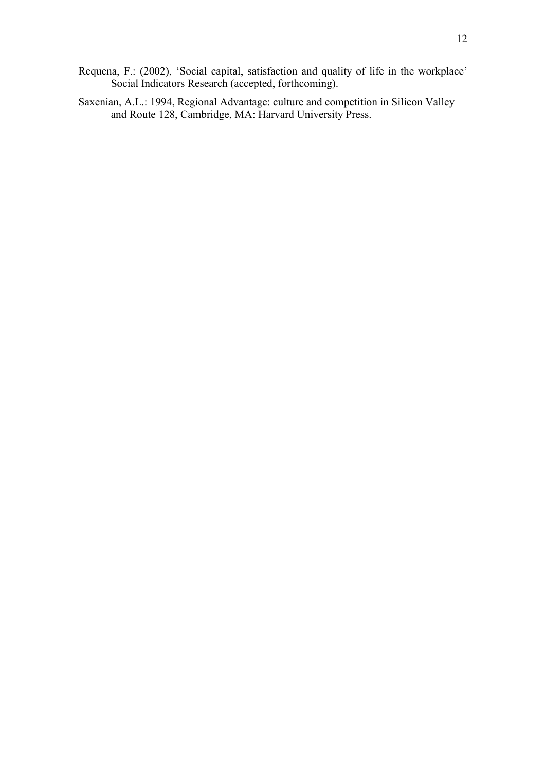Requena, F.: (2002), 'Social capital, satisfaction and quality of life in the workplace' Social Indicators Research (accepted, forthcoming).

Saxenian, A.L.: 1994, Regional Advantage: culture and competition in Silicon Valley and Route 128, Cambridge, MA: Harvard University Press.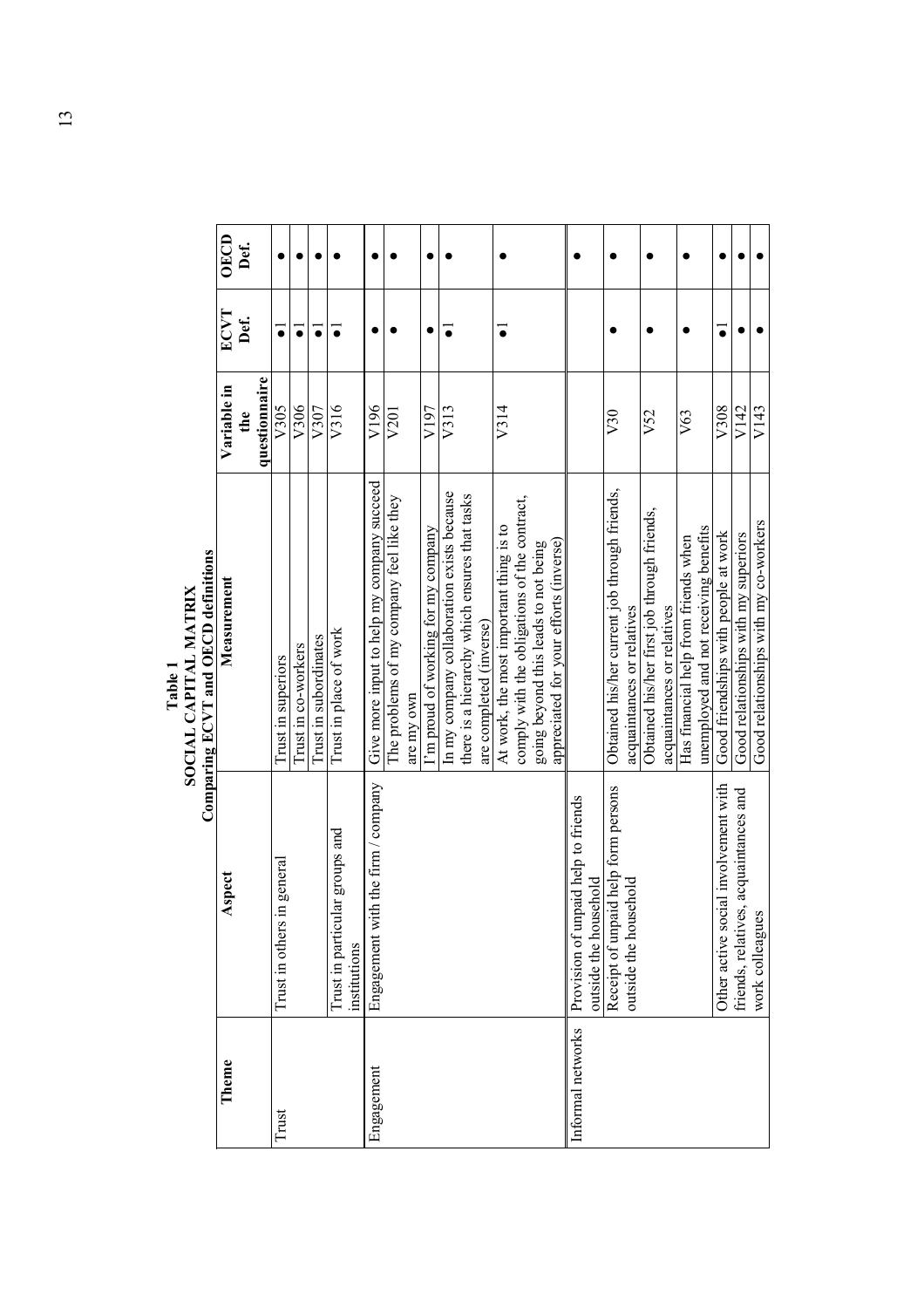**Table 1**
**SOCIAL CAPITAL MATRIX**
**Comparing ECVT and OECD definitions**

| Theme | Aspect | Measurement | Variable in the questionnaire | ECVT Def. | OECD Def. |
|---|---|---|---|---|---|
| Trust | Trust in others in general | Trust in superiors | V305 | ●1 | ● |
| | | Trust in co-workers | V306 | ●1 | ● |
| | | Trust in subordinates | V307 | ●1 | ● |
| | Trust in particular groups and institutions | Trust in place of work | V316 | ●1 | ● |
| Engagement | Engagement with the firm / company | Give more input to help my company succeed | V196 | ● | ● |
| | | The problems of my company feel like they are my own | V201 | ● | ● |
| | | I'm proud of working for my company | V197 | ● | ● |
| | | In my company collaboration exists because there is a hierarchy which ensures that tasks are completed (inverse) | V313 | ●1 | ● |
| | | At work, the most important thing is to comply with the obligations of the contract, going beyond this leads to not being appreciated for your efforts (inverse) | V314 | ●1 | ● |
| Informal networks | Provision of unpaid help to friends outside the household | | | | ● |
| | Receipt of unpaid help form persons outside the household | Obtained his/her current job through friends, acquaintances or relatives | V30 | ● | ● |
| | | Obtained his/her first job through friends, acquaintances or relatives | V52 | ● | ● |
| | | Has financial help from friends when unemployed and not receiving benefits | V63 | ● | ● |
| | Other active social involvement with friends, relatives, acquaintances and work colleagues | Good friendships with people at work | V308 | ●1 | ● |
| | | Good relationships with my superiors | V142 | ● | ● |
| | | Good relationships with my co-workers | V143 | ● | ● |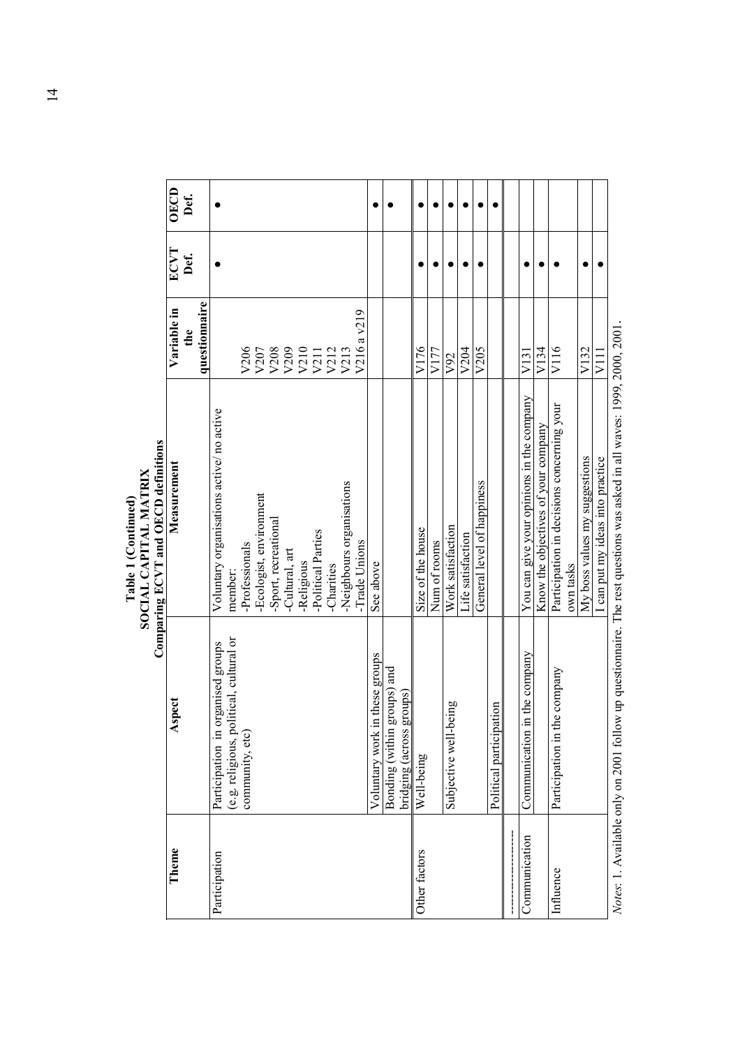**Table 1 (Continued)**
**SOCIAL CAPITAL MATRIX**
**Comparing ECVT and OECD definitions**

| Theme | Aspect | Measurement | Variable in the questionnaire | ECVT Def. | OECD Def. |
|---|---|---|---|---|---|
| Participation | Participation in organised groups (e.g. religious, political, cultural or community, etc) | Voluntary organisations active/ no active member: | | • | • |
| | | -Professionals | V206 | | |
| | | -Ecologist, environment | V207 | | |
| | | -Sport, recreational | V208 | | |
| | | -Cultural, art | V209 | | |
| | | -Religious | V210 | | |
| | | -Political Parties | V211 | | |
| | | -Charities | V212 | | |
| | | -Neighbours organisations | V213 | | |
| | | -Trade Unions | V216 a v219 | | |
| | Voluntary work in these groups | See above | | | • |
| | Bonding (within groups) and bridging (across groups) | | | | • |
| Other factors | Well-being | Size of the house | V176 | • | • |
| | | Num of rooms | V177 | • | • |
| | Subjective well-being | Work satisfaction | V92 | • | • |
| | | Life satisfaction | V204 | • | • |
| | | General level of happiness | V205 | • | • |
| | Political participation | | | | • |
| ------------------- | | | | | |
| Communication | Communication in the company | You can give your opinions in the company | V131 | • | |
| | | Know the objectives of your company | V134 | • | |
| Influence | Participation in the company | Participation in decisions concerning your own tasks | V116 | • | |
| | | My boss values my suggestions | V132 | • | |
| | | I can put my ideas into practice | V111 | • | |

*Notes*: 1. Available only on 2001 follow up questionnaire. The rest questions was asked in all waves: 1999, 2000, 2001.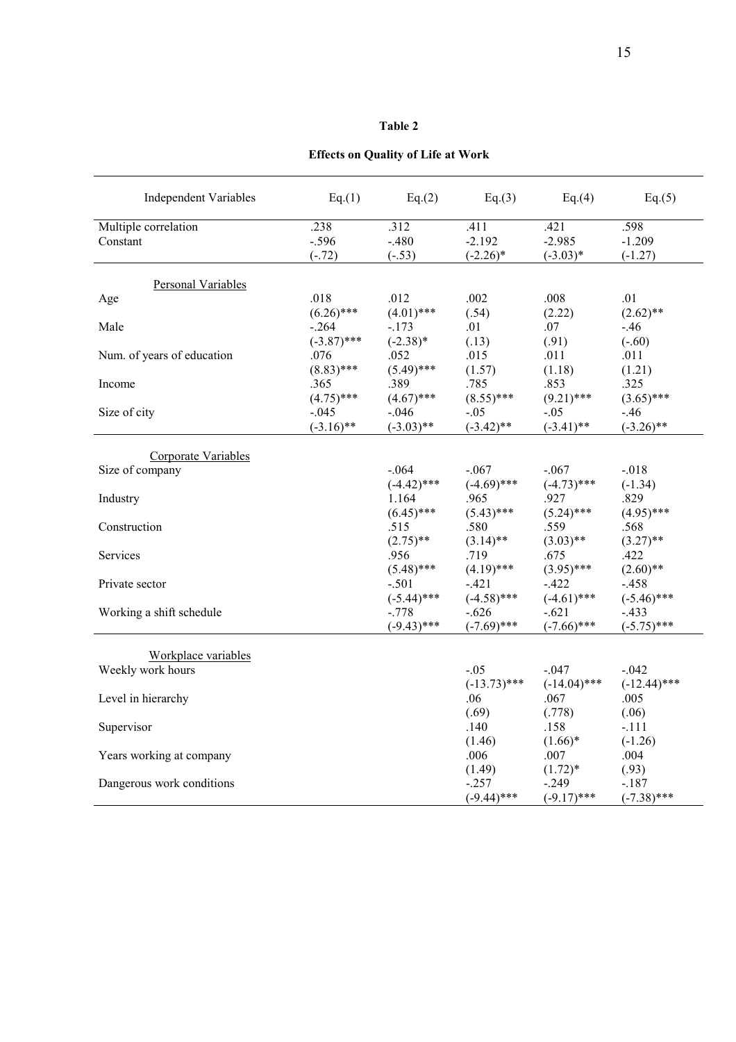**Table 2**

**Effects on Quality of Life at Work**

| Independent Variables | Eq.(1) | Eq.(2) | Eq.(3) | Eq.(4) | Eq.(5) |
|---|---|---|---|---|---|
| Multiple correlation | .238 | .312 | .411 | .421 | .598 |
| Constant | -.596 | -.480 | -2.192 | -2.985 | -1.209 |
| | (-.72) | (-.53) | (-2.26)* | (-3.03)* | (-1.27) |
| Personal Variables | | | | | |
| Age | .018 | .012 | .002 | .008 | .01 |
| | (6.26)*** | (4.01)*** | (.54) | (2.22) | (2.62)** |
| Male | -.264 | -.173 | .01 | .07 | -.46 |
| | (-3.87)*** | (-2.38)* | (.13) | (.91) | (-.60) |
| Num. of years of education | .076 | .052 | .015 | .011 | .011 |
| | (8.83)*** | (5.49)*** | (1.57) | (1.18) | (1.21) |
| Income | .365 | .389 | .785 | .853 | .325 |
| | (4.75)*** | (4.67)*** | (8.55)*** | (9.21)*** | (3.65)*** |
| Size of city | -.045 | -.046 | -.05 | -.05 | -.46 |
| | (-3.16)** | (-3.03)** | (-3.42)** | (-3.41)** | (-3.26)** |
| Corporate Variables | | | | | |
| Size of company | | -.064 | -.067 | -.067 | -.018 |
| | | (-4.42)*** | (-4.69)*** | (-4.73)*** | (-1.34) |
| Industry | | 1.164 | .965 | .927 | .829 |
| | | (6.45)*** | (5.43)*** | (5.24)*** | (4.95)*** |
| Construction | | .515 | .580 | .559 | .568 |
| | | (2.75)** | (3.14)** | (3.03)** | (3.27)** |
| Services | | .956 | .719 | .675 | .422 |
| | | (5.48)*** | (4.19)*** | (3.95)*** | (2.60)** |
| Private sector | | -.501 | -.421 | -.422 | -.458 |
| | | (-5.44)*** | (-4.58)*** | (-4.61)*** | (-5.46)*** |
| Working a shift schedule | | -.778 | -.626 | -.621 | -.433 |
| | | (-9.43)*** | (-7.69)*** | (-7.66)*** | (-5.75)*** |
| Workplace variables | | | | | |
| Weekly work hours | | | -.05 | -.047 | -.042 |
| | | | (-13.73)*** | (-14.04)*** | (-12.44)*** |
| Level in hierarchy | | | .06 | .067 | .005 |
| | | | (.69) | (.778) | (.06) |
| Supervisor | | | .140 | .158 | -.111 |
| | | | (1.46) | (1.66)* | (-1.26) |
| Years working at company | | | .006 | .007 | .004 |
| | | | (1.49) | (1.72)* | (.93) |
| Dangerous work conditions | | | -.257 | -.249 | -.187 |
| | | | (-9.44)*** | (-9.17)*** | (-7.38)*** |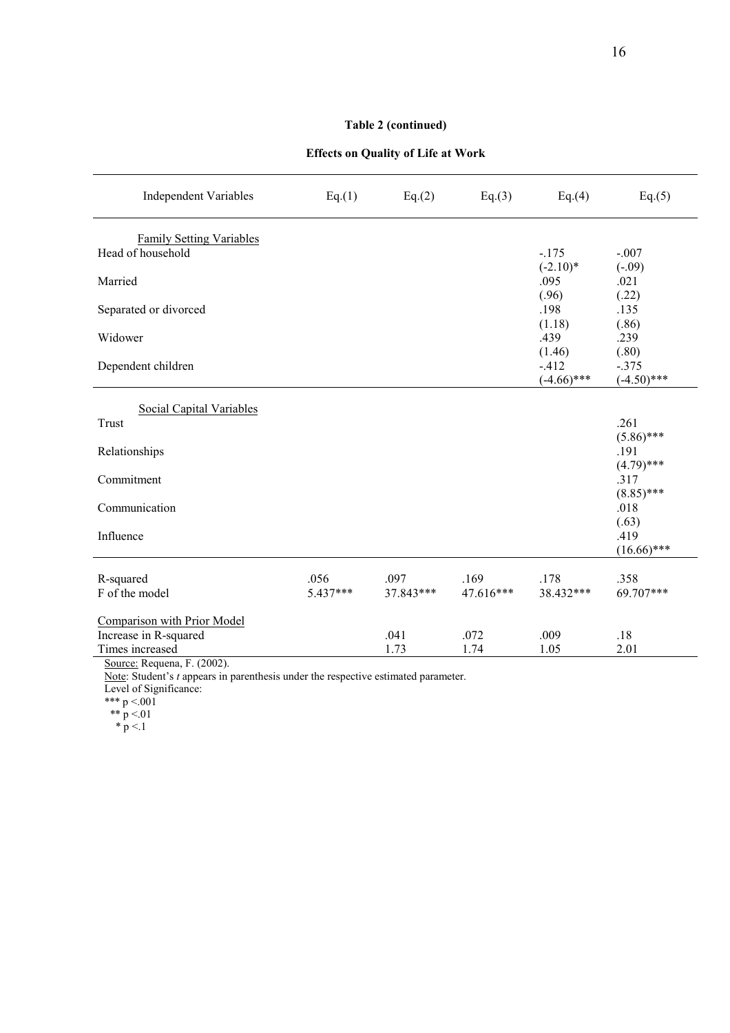**Table 2 (continued)**

**Effects on Quality of Life at Work**

| Independent Variables | Eq.(1) | Eq.(2) | Eq.(3) | Eq.(4) | Eq.(5) |
|---|---|---|---|---|---|
| Family Setting Variables | | | | | |
| Head of household | | | | -.175 (-2.10)* | -.007 (-.09) |
| Married | | | | .095 (.96) | .021 (.22) |
| Separated or divorced | | | | .198 (1.18) | .135 (.86) |
| Widower | | | | .439 (1.46) | .239 (.80) |
| Dependent children | | | | -.412 (-4.66)*** | -.375 (-4.50)*** |
| Social Capital Variables | | | | | |
| Trust | | | | | .261 (5.86)*** |
| Relationships | | | | | .191 (4.79)*** |
| Commitment | | | | | .317 (8.85)*** |
| Communication | | | | | .018 (.63) |
| Influence | | | | | .419 (16.66)*** |
| R-squared | .056 | .097 | .169 | .178 | .358 |
| F of the model | 5.437*** | 37.843*** | 47.616*** | 38.432*** | 69.707*** |
| Comparison with Prior Model | | | | | |
| Increase in R-squared | | .041 | .072 | .009 | .18 |
| Times increased | | 1.73 | 1.74 | 1.05 | 2.01 |

Source: Requena, F. (2002).

Note: Student's *t* appears in parenthesis under the respective estimated parameter.

Level of Significance:

*** $p < .001$

** $p < .01$

* $p < .1$